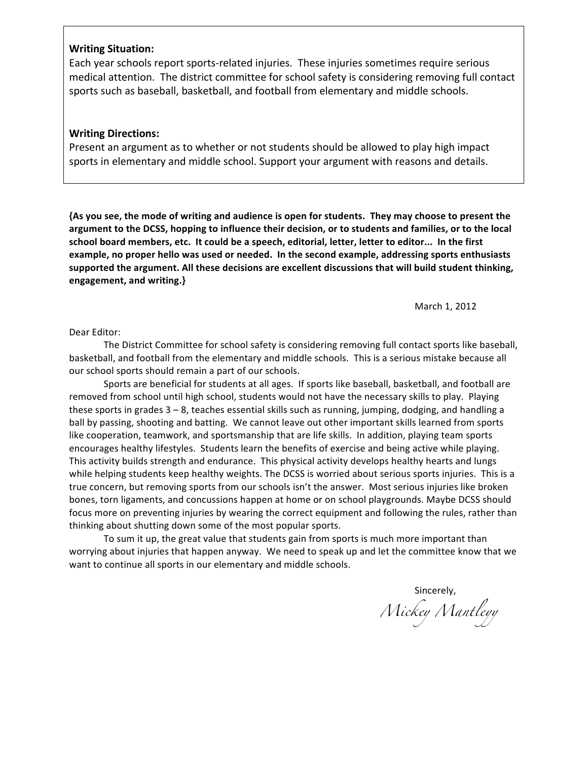**Writing Situation:**
Each year schools report sports-related injuries. These injuries sometimes require serious medical attention. The district committee for school safety is considering removing full contact sports such as baseball, basketball, and football from elementary and middle schools.

**Writing Directions:**
Present an argument as to whether or not students should be allowed to play high impact sports in elementary and middle school. Support your argument with reasons and details.

**{As you see, the mode of writing and audience is open for students. They may choose to present the argument to the DCSS, hopping to influence their decision, or to students and families, or to the local school board members, etc. It could be a speech, editorial, letter, letter to editor... In the first example, no proper hello was used or needed. In the second example, addressing sports enthusiasts supported the argument. All these decisions are excellent discussions that will build student thinking, engagement, and writing.}**

March 1, 2012

Dear Editor:

The District Committee for school safety is considering removing full contact sports like baseball, basketball, and football from the elementary and middle schools. This is a serious mistake because all our school sports should remain a part of our schools.

Sports are beneficial for students at all ages. If sports like baseball, basketball, and football are removed from school until high school, students would not have the necessary skills to play. Playing these sports in grades 3 – 8, teaches essential skills such as running, jumping, dodging, and handling a ball by passing, shooting and batting. We cannot leave out other important skills learned from sports like cooperation, teamwork, and sportsmanship that are life skills. In addition, playing team sports encourages healthy lifestyles. Students learn the benefits of exercise and being active while playing. This activity builds strength and endurance. This physical activity develops healthy hearts and lungs while helping students keep healthy weights. The DCSS is worried about serious sports injuries. This is a true concern, but removing sports from our schools isn't the answer. Most serious injuries like broken bones, torn ligaments, and concussions happen at home or on school playgrounds. Maybe DCSS should focus more on preventing injuries by wearing the correct equipment and following the rules, rather than thinking about shutting down some of the most popular sports.

To sum it up, the great value that students gain from sports is much more important than worrying about injuries that happen anyway. We need to speak up and let the committee know that we want to continue all sports in our elementary and middle schools.

Sincerely,

*Mickey Mantleyy*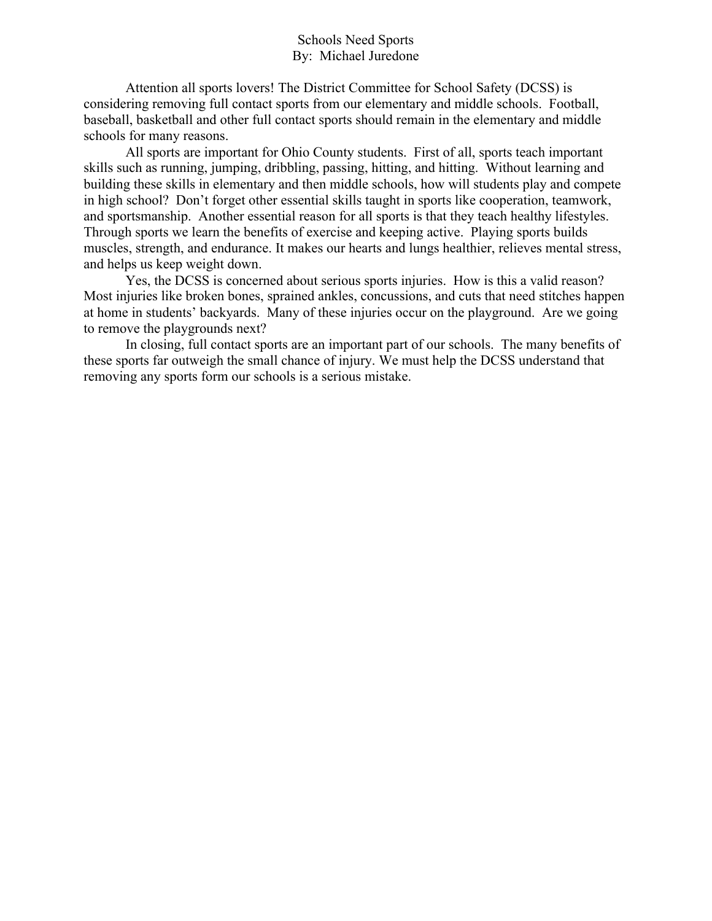# Schools Need Sports

By: Michael Juredone

Attention all sports lovers! The District Committee for School Safety (DCSS) is considering removing full contact sports from our elementary and middle schools. Football, baseball, basketball and other full contact sports should remain in the elementary and middle schools for many reasons.

All sports are important for Ohio County students. First of all, sports teach important skills such as running, jumping, dribbling, passing, hitting, and hitting. Without learning and building these skills in elementary and then middle schools, how will students play and compete in high school? Don't forget other essential skills taught in sports like cooperation, teamwork, and sportsmanship. Another essential reason for all sports is that they teach healthy lifestyles. Through sports we learn the benefits of exercise and keeping active. Playing sports builds muscles, strength, and endurance. It makes our hearts and lungs healthier, relieves mental stress, and helps us keep weight down.

Yes, the DCSS is concerned about serious sports injuries. How is this a valid reason? Most injuries like broken bones, sprained ankles, concussions, and cuts that need stitches happen at home in students' backyards. Many of these injuries occur on the playground. Are we going to remove the playgrounds next?

In closing, full contact sports are an important part of our schools. The many benefits of these sports far outweigh the small chance of injury. We must help the DCSS understand that removing any sports form our schools is a serious mistake.